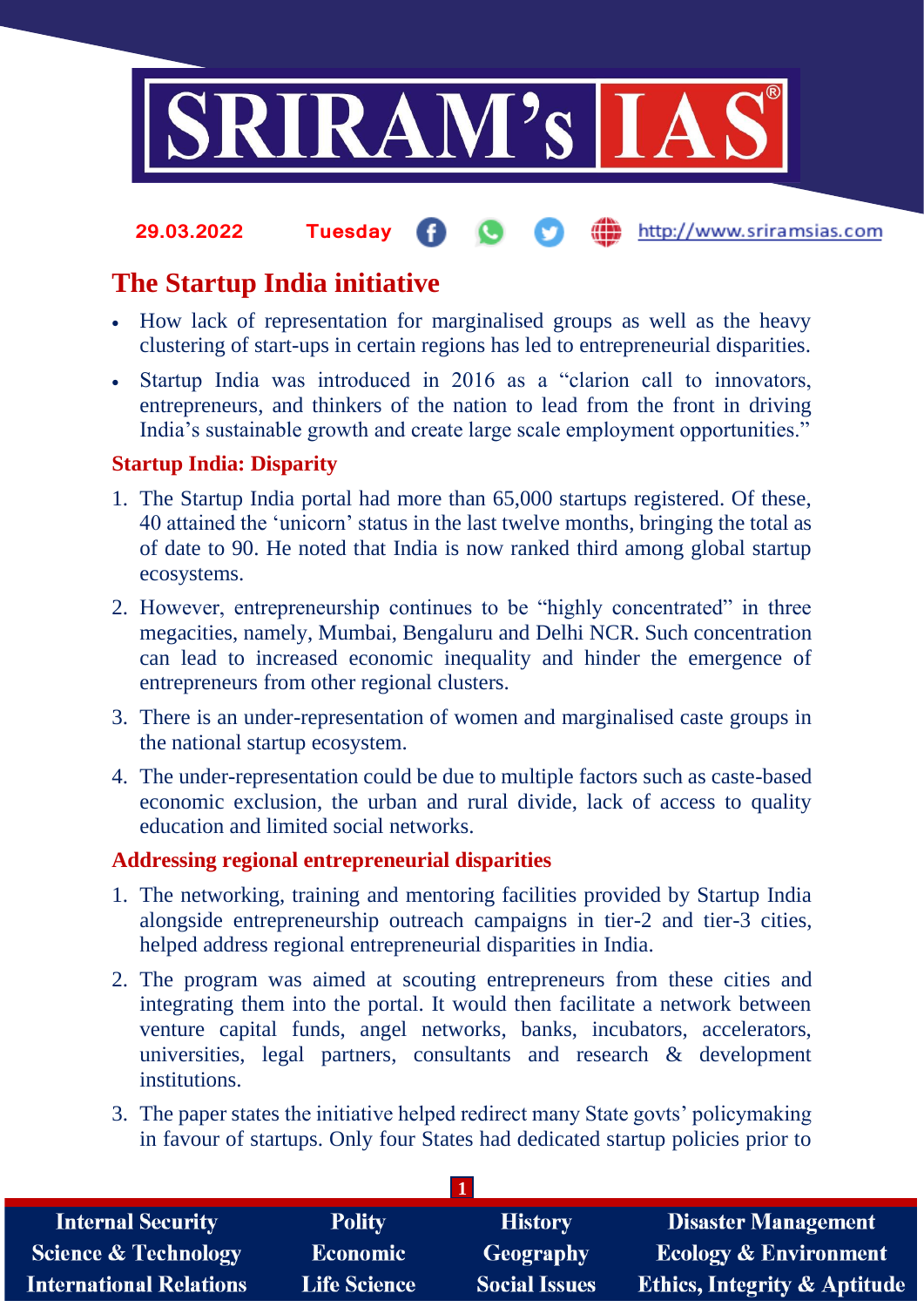29.03.2022 Tuesday http://www.sriramsias.com

# The Startup India initiative

- How lack of representation for marginalised groups as well as the heavy clustering of start-ups in certain regions has led to entrepreneurial disparities.
- Startup India was introduced in 2016 as a "clarion call to innovators, entrepreneurs, and thinkers of the nation to lead from the front in driving India's sustainable growth and create large scale employment opportunities."

## Startup India: Disparity

1. The Startup India portal had more than 65,000 startups registered. Of these, 40 attained the 'unicorn' status in the last twelve months, bringing the total as of date to 90. He noted that India is now ranked third among global startup ecosystems.
2. However, entrepreneurship continues to be "highly concentrated" in three megacities, namely, Mumbai, Bengaluru and Delhi NCR. Such concentration can lead to increased economic inequality and hinder the emergence of entrepreneurs from other regional clusters.
3. There is an under-representation of women and marginalised caste groups in the national startup ecosystem.
4. The under-representation could be due to multiple factors such as caste-based economic exclusion, the urban and rural divide, lack of access to quality education and limited social networks.

## Addressing regional entrepreneurial disparities

1. The networking, training and mentoring facilities provided by Startup India alongside entrepreneurship outreach campaigns in tier-2 and tier-3 cities, helped address regional entrepreneurial disparities in India.
2. The program was aimed at scouting entrepreneurs from these cities and integrating them into the portal. It would then facilitate a network between venture capital funds, angel networks, banks, incubators, accelerators, universities, legal partners, consultants and research & development institutions.
3. The paper states the initiative helped redirect many State govts' policymaking in favour of startups. Only four States had dedicated startup policies prior to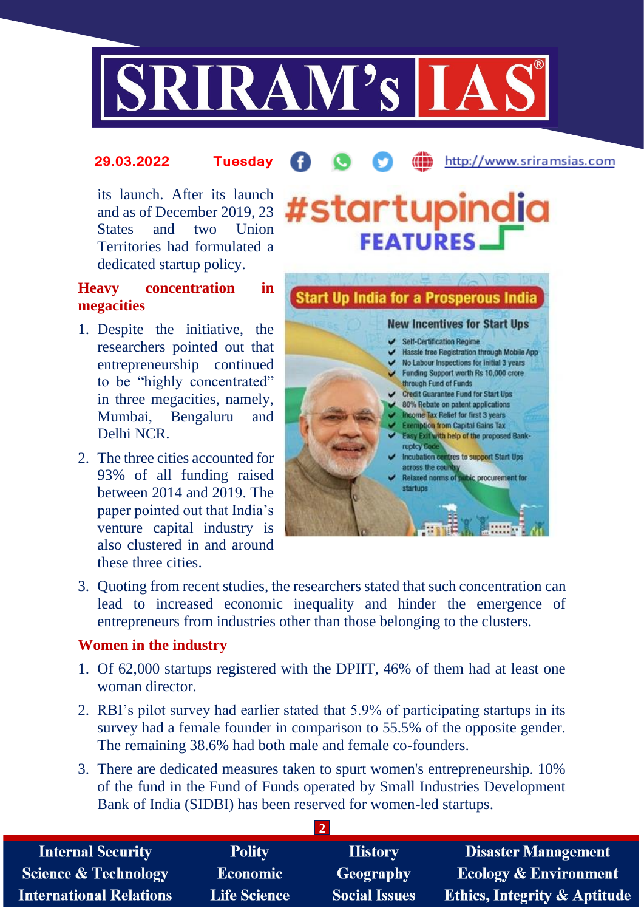its launch. After its launch and as of December 2019, 23 States and two Union Territories had formulated a dedicated startup policy.

### Heavy concentration in megacities

1. Despite the initiative, the researchers pointed out that entrepreneurship continued to be "highly concentrated" in three megacities, namely, Mumbai, Bengaluru and Delhi NCR.
2. The three cities accounted for 93% of all funding raised between 2014 and 2019. The paper pointed out that India's venture capital industry is also clustered in and around these three cities.
3. Quoting from recent studies, the researchers stated that such concentration can lead to increased economic inequality and hinder the emergence of entrepreneurs from industries other than those belonging to the clusters.

### Women in the industry

1. Of 62,000 startups registered with the DPIIT, 46% of them had at least one woman director.
2. RBI's pilot survey had earlier stated that 5.9% of participating startups in its survey had a female founder in comparison to 55.5% of the opposite gender. The remaining 38.6% had both male and female co-founders.
3. There are dedicated measures taken to spurt women's entrepreneurship. 10% of the fund in the Fund of Funds operated by Small Industries Development Bank of India (SIDBI) has been reserved for women-led startups.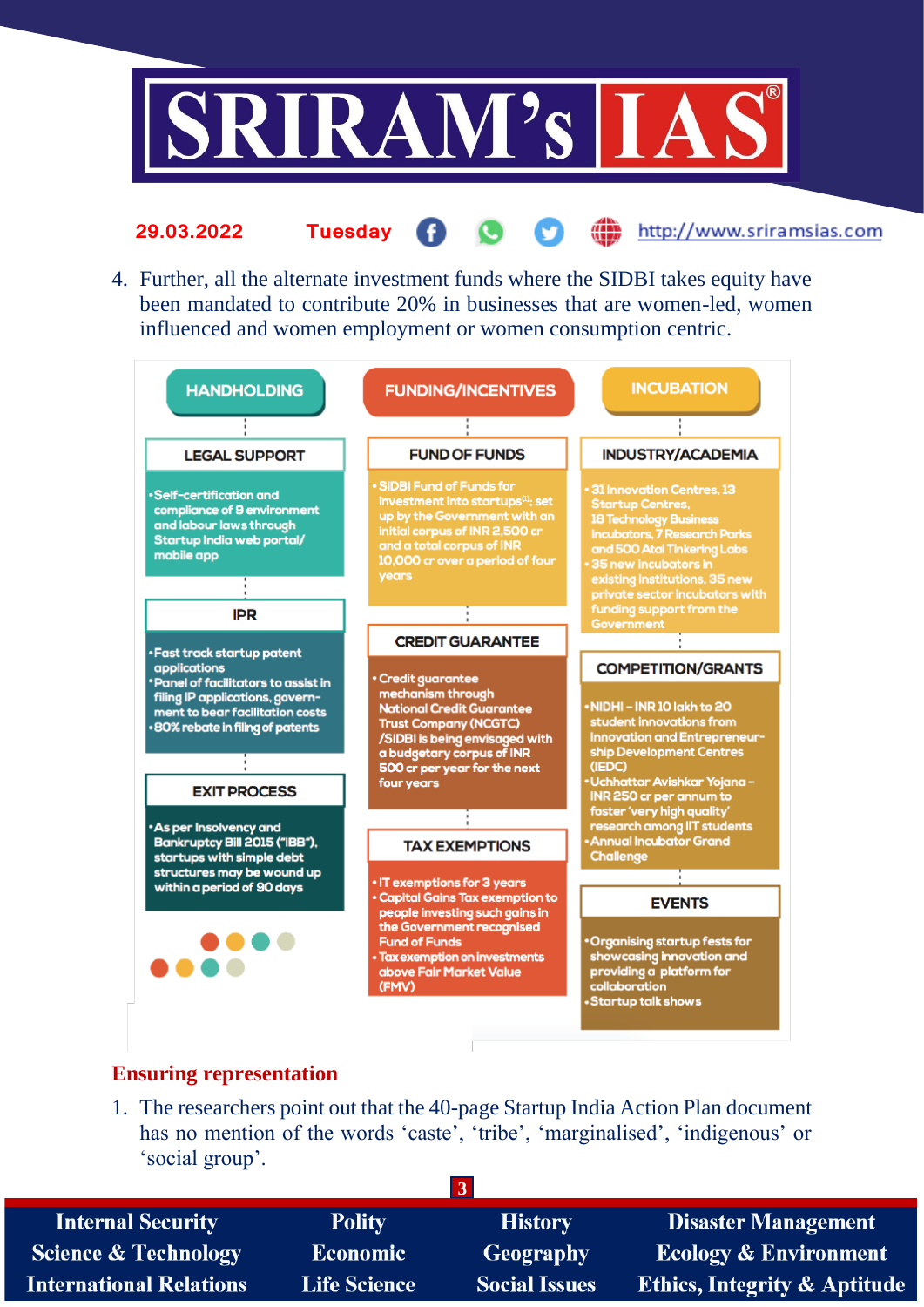4. Further, all the alternate investment funds where the SIDBI takes equity have been mandated to contribute 20% in businesses that are women-led, women influenced and women employment or women consumption centric.

**HANDHOLDING**

**LEGAL SUPPORT**

- Self-certification and compliance of 9 environment and labour laws through Startup India web portal/ mobile app

**IPR**

- Fast track startup patent applications
- Panel of facilitators to assist in filing IP applications, government to bear facilitation costs
- 80% rebate in filing of patents

**EXIT PROCESS**

- As per Insolvency and Bankruptcy Bill 2015 ("IBB"), startups with simple debt structures may be wound up within a period of 90 days

**FUNDING/INCENTIVES**

**FUND OF FUNDS**

- SIDBI Fund of Funds for investment into startups[1]; set up by the Government with an initial corpus of INR 2,500 cr and a total corpus of INR 10,000 cr over a period of four years

**CREDIT GUARANTEE**

- Credit guarantee mechanism through National Credit Guarantee Trust Company (NCGTC) /SIDBI is being envisaged with a budgetary corpus of INR 500 cr per year for the next four years

**TAX EXEMPTIONS**

- IT exemptions for 3 years
- Capital Gains Tax exemption to people investing such gains in the Government recognised Fund of Funds
- Tax exemption on investments above Fair Market Value (FMV)

**INCUBATION**

**INDUSTRY/ACADEMIA**

- 31 Innovation Centres, 13 Startup Centres, 18 Technology Business Incubators, 7 Research Parks and 500 Atal Tinkering Labs
- 35 new incubators in existing institutions, 35 new private sector incubators with funding support from the Government

**COMPETITION/GRANTS**

- NIDHI – INR 10 lakh to 20 student innovations from Innovation and Entrepreneurship Development Centres (IEDC)
- Uchhattar Avishkar Yojana – INR 250 cr per annum to foster 'very high quality' research among IIT students
- Annual Incubator Grand Challenge

**EVENTS**

- Organising startup fests for showcasing innovation and providing a platform for collaboration
- Startup talk shows

## Ensuring representation

1. The researchers point out that the 40-page Startup India Action Plan document has no mention of the words 'caste', 'tribe', 'marginalised', 'indigenous' or 'social group'.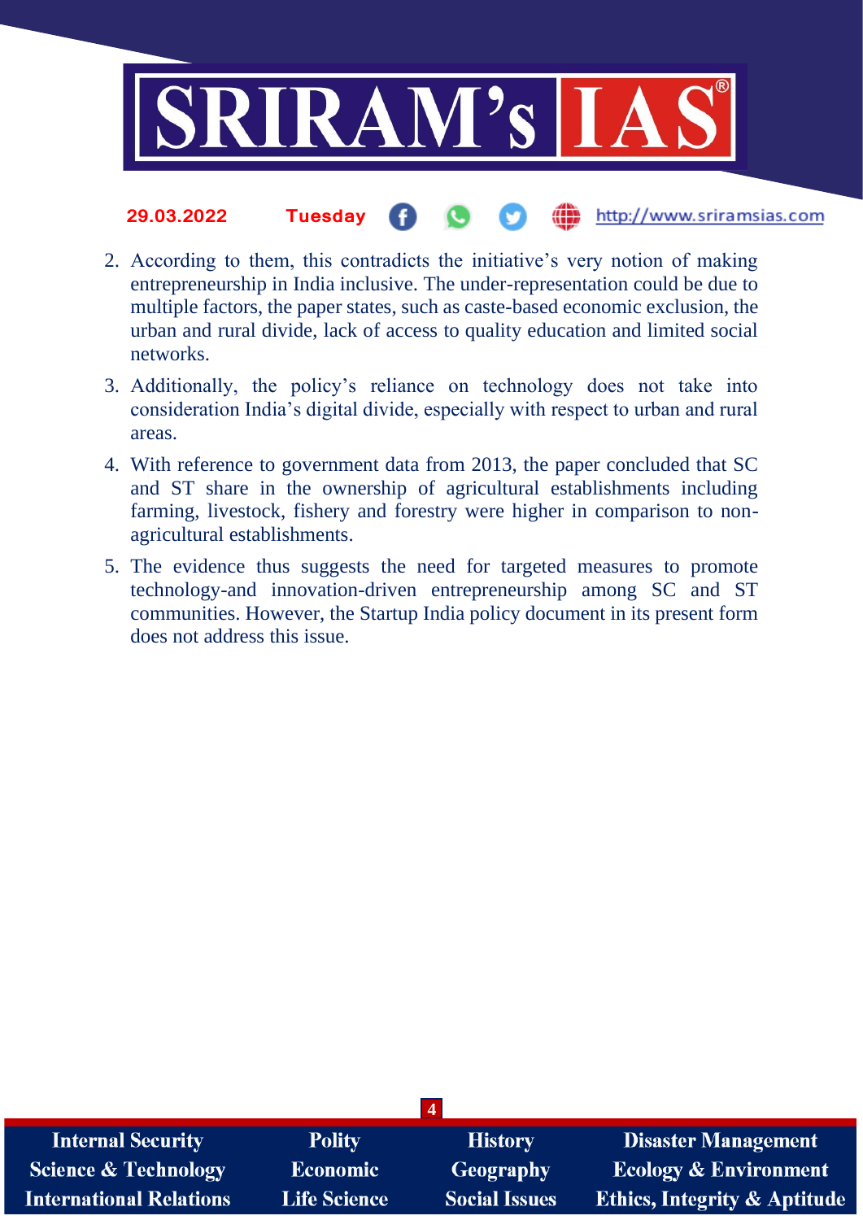2. According to them, this contradicts the initiative's very notion of making entrepreneurship in India inclusive. The under-representation could be due to multiple factors, the paper states, such as caste-based economic exclusion, the urban and rural divide, lack of access to quality education and limited social networks.
3. Additionally, the policy's reliance on technology does not take into consideration India's digital divide, especially with respect to urban and rural areas.
4. With reference to government data from 2013, the paper concluded that SC and ST share in the ownership of agricultural establishments including farming, livestock, fishery and forestry were higher in comparison to non-agricultural establishments.
5. The evidence thus suggests the need for targeted measures to promote technology-and innovation-driven entrepreneurship among SC and ST communities. However, the Startup India policy document in its present form does not address this issue.